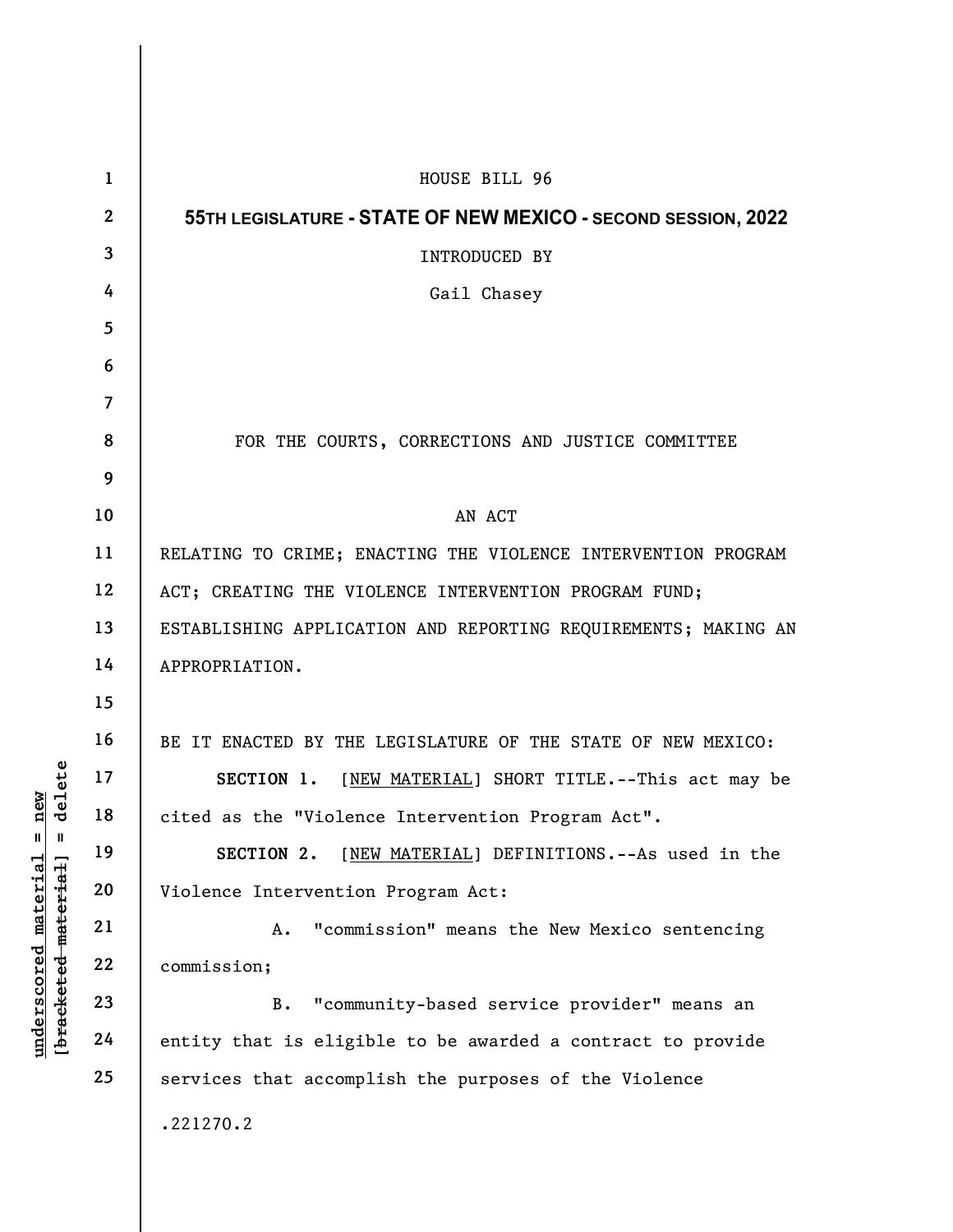HOUSE BILL 96

**55TH LEGISLATURE - STATE OF NEW MEXICO - SECOND SESSION, 2022**

INTRODUCED BY

Gail Chasey

FOR THE COURTS, CORRECTIONS AND JUSTICE COMMITTEE

AN ACT

RELATING TO CRIME; ENACTING THE VIOLENCE INTERVENTION PROGRAM ACT; CREATING THE VIOLENCE INTERVENTION PROGRAM FUND; ESTABLISHING APPLICATION AND REPORTING REQUIREMENTS; MAKING AN APPROPRIATION.

BE IT ENACTED BY THE LEGISLATURE OF THE STATE OF NEW MEXICO:

**SECTION 1.** [NEW MATERIAL] SHORT TITLE.--This act may be cited as the "Violence Intervention Program Act".

**SECTION 2.** [NEW MATERIAL] DEFINITIONS.--As used in the Violence Intervention Program Act:

A. "commission" means the New Mexico sentencing commission;

B. "community-based service provider" means an entity that is eligible to be awarded a contract to provide services that accomplish the purposes of the Violence

.221270.2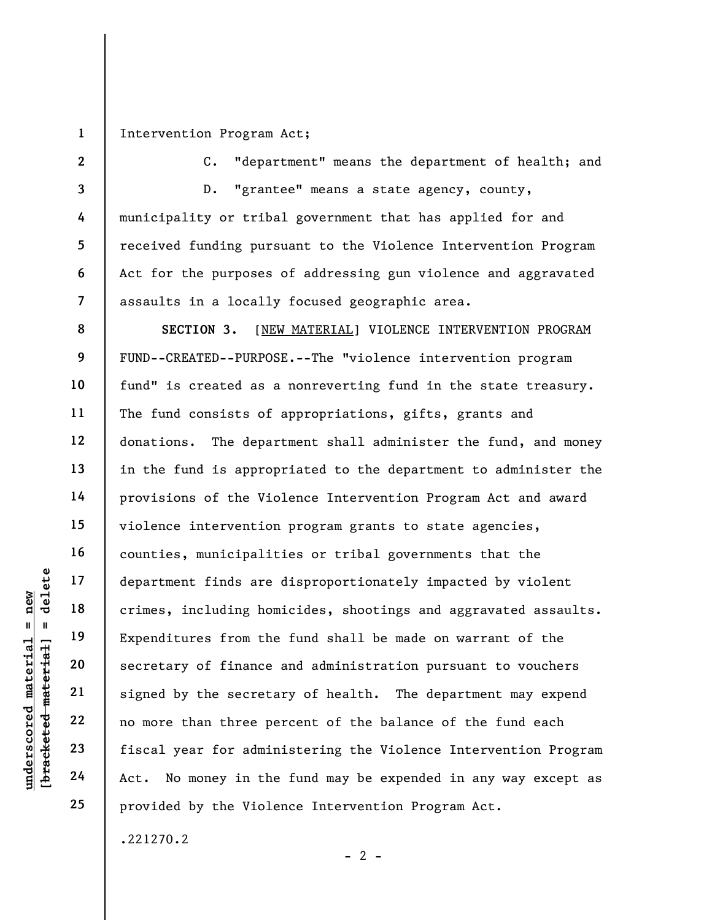Intervention Program Act;

C. "department" means the department of health; and

D. "grantee" means a state agency, county, municipality or tribal government that has applied for and received funding pursuant to the Violence Intervention Program Act for the purposes of addressing gun violence and aggravated assaults in a locally focused geographic area.

**SECTION 3.** [NEW MATERIAL] VIOLENCE INTERVENTION PROGRAM FUND--CREATED--PURPOSE.--The "violence intervention program fund" is created as a nonreverting fund in the state treasury. The fund consists of appropriations, gifts, grants and donations. The department shall administer the fund, and money in the fund is appropriated to the department to administer the provisions of the Violence Intervention Program Act and award violence intervention program grants to state agencies, counties, municipalities or tribal governments that the department finds are disproportionately impacted by violent crimes, including homicides, shootings and aggravated assaults. Expenditures from the fund shall be made on warrant of the secretary of finance and administration pursuant to vouchers signed by the secretary of health. The department may expend no more than three percent of the balance of the fund each fiscal year for administering the Violence Intervention Program Act. No money in the fund may be expended in any way except as provided by the Violence Intervention Program Act.

.221270.2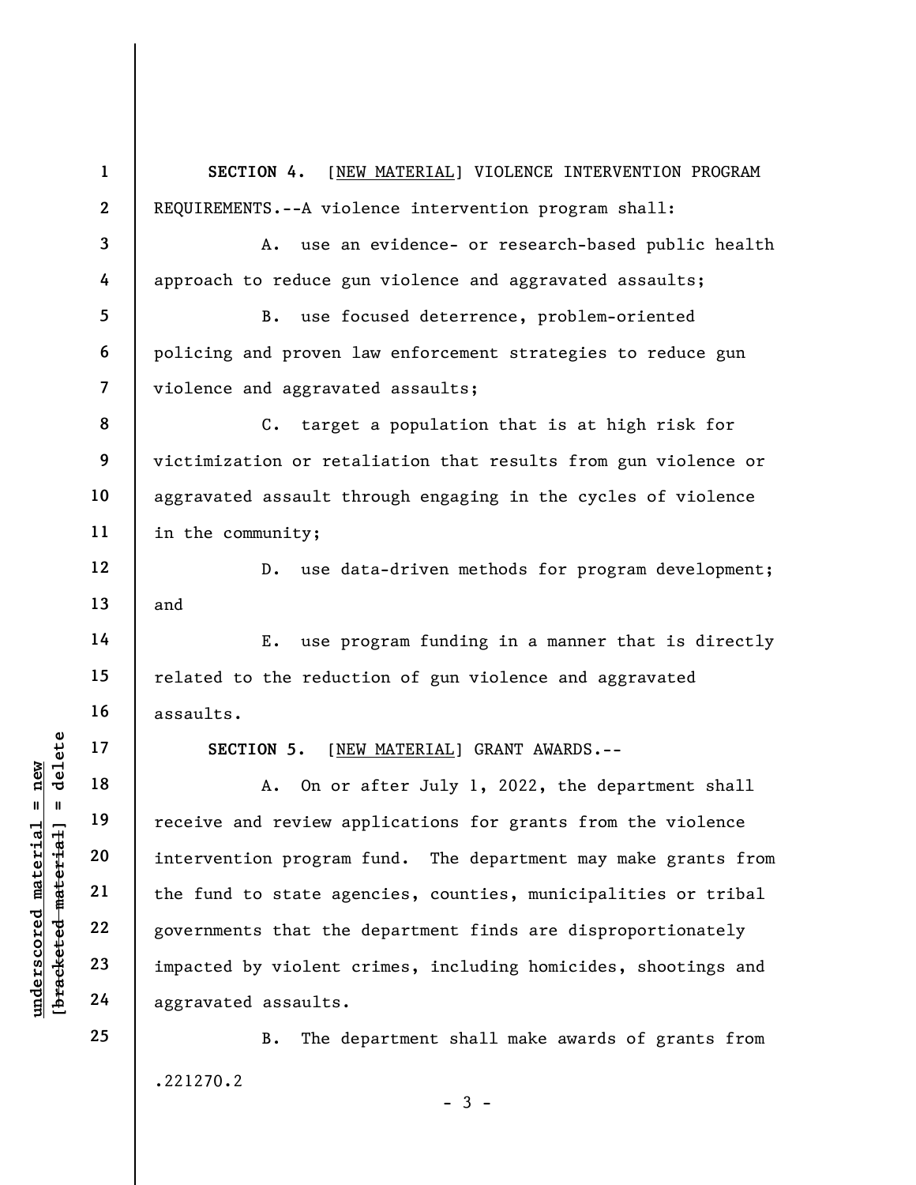**SECTION 4.** [<u>NEW MATERIAL</u>] VIOLENCE INTERVENTION PROGRAM REQUIREMENTS.--A violence intervention program shall:

A. use an evidence- or research-based public health approach to reduce gun violence and aggravated assaults;

B. use focused deterrence, problem-oriented policing and proven law enforcement strategies to reduce gun violence and aggravated assaults;

C. target a population that is at high risk for victimization or retaliation that results from gun violence or aggravated assault through engaging in the cycles of violence in the community;

D. use data-driven methods for program development; and

E. use program funding in a manner that is directly related to the reduction of gun violence and aggravated assaults.

**SECTION 5.** [<u>NEW MATERIAL</u>] GRANT AWARDS.--

A. On or after July 1, 2022, the department shall receive and review applications for grants from the violence intervention program fund. The department may make grants from the fund to state agencies, counties, municipalities or tribal governments that the department finds are disproportionately impacted by violent crimes, including homicides, shootings and aggravated assaults.

B. The department shall make awards of grants from

.221270.2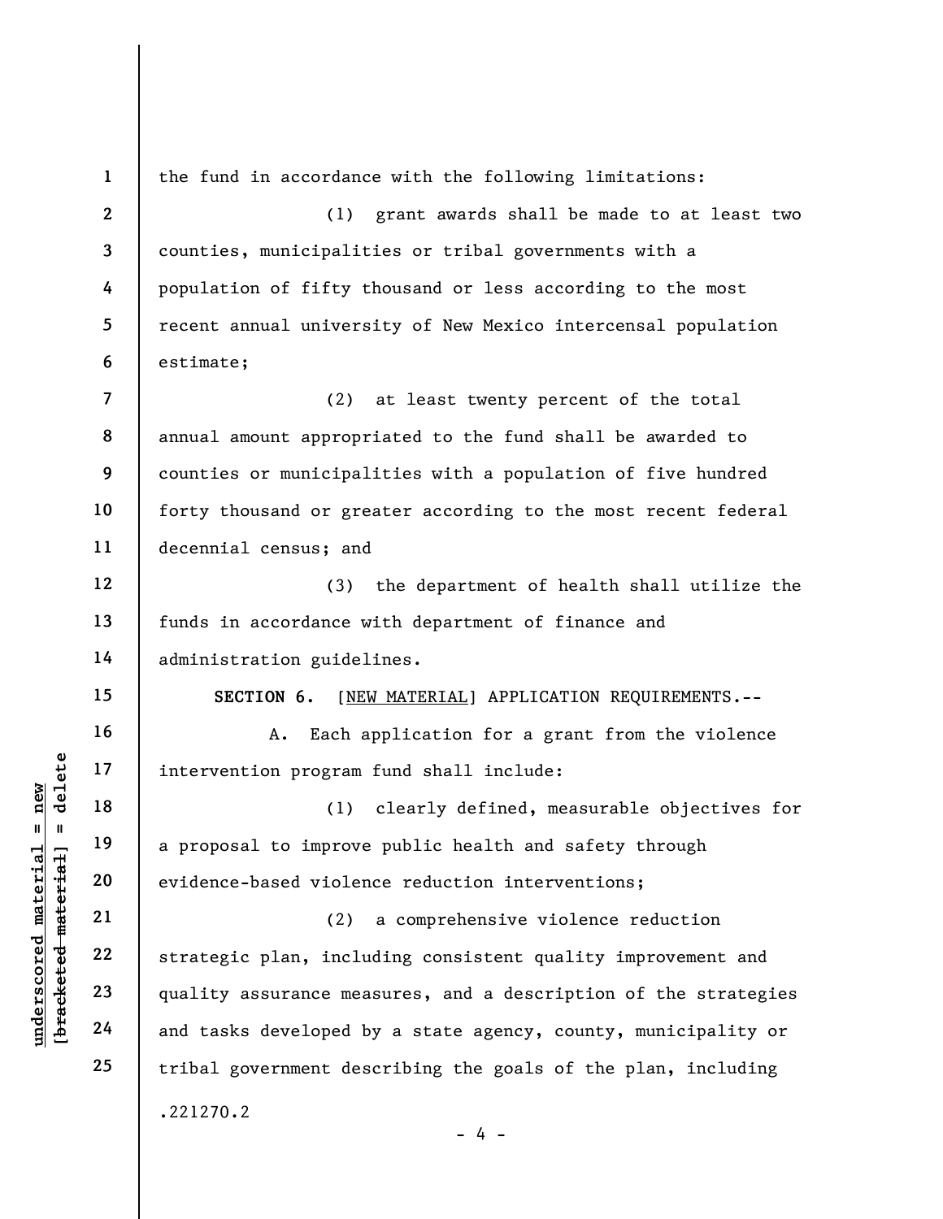the fund in accordance with the following limitations:

(1) grant awards shall be made to at least two counties, municipalities or tribal governments with a population of fifty thousand or less according to the most recent annual university of New Mexico intercensal population estimate;

(2) at least twenty percent of the total annual amount appropriated to the fund shall be awarded to counties or municipalities with a population of five hundred forty thousand or greater according to the most recent federal decennial census; and

(3) the department of health shall utilize the funds in accordance with department of finance and administration guidelines.

**SECTION 6.** [NEW MATERIAL] APPLICATION REQUIREMENTS.--

A. Each application for a grant from the violence intervention program fund shall include:

(1) clearly defined, measurable objectives for a proposal to improve public health and safety through evidence-based violence reduction interventions;

(2) a comprehensive violence reduction strategic plan, including consistent quality improvement and quality assurance measures, and a description of the strategies and tasks developed by a state agency, county, municipality or tribal government describing the goals of the plan, including

.221270.2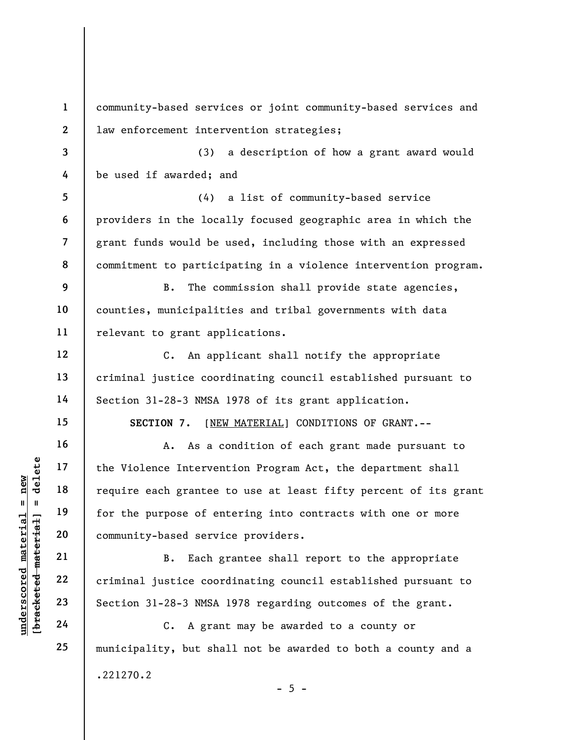community-based services or joint community-based services and law enforcement intervention strategies;

(3) a description of how a grant award would be used if awarded; and

(4) a list of community-based service providers in the locally focused geographic area in which the grant funds would be used, including those with an expressed commitment to participating in a violence intervention program.

B. The commission shall provide state agencies, counties, municipalities and tribal governments with data relevant to grant applications.

C. An applicant shall notify the appropriate criminal justice coordinating council established pursuant to Section 31-28-3 NMSA 1978 of its grant application.

**SECTION 7.** [NEW MATERIAL] CONDITIONS OF GRANT.--

A. As a condition of each grant made pursuant to the Violence Intervention Program Act, the department shall require each grantee to use at least fifty percent of its grant for the purpose of entering into contracts with one or more community-based service providers.

B. Each grantee shall report to the appropriate criminal justice coordinating council established pursuant to Section 31-28-3 NMSA 1978 regarding outcomes of the grant.

C. A grant may be awarded to a county or municipality, but shall not be awarded to both a county and a

.221270.2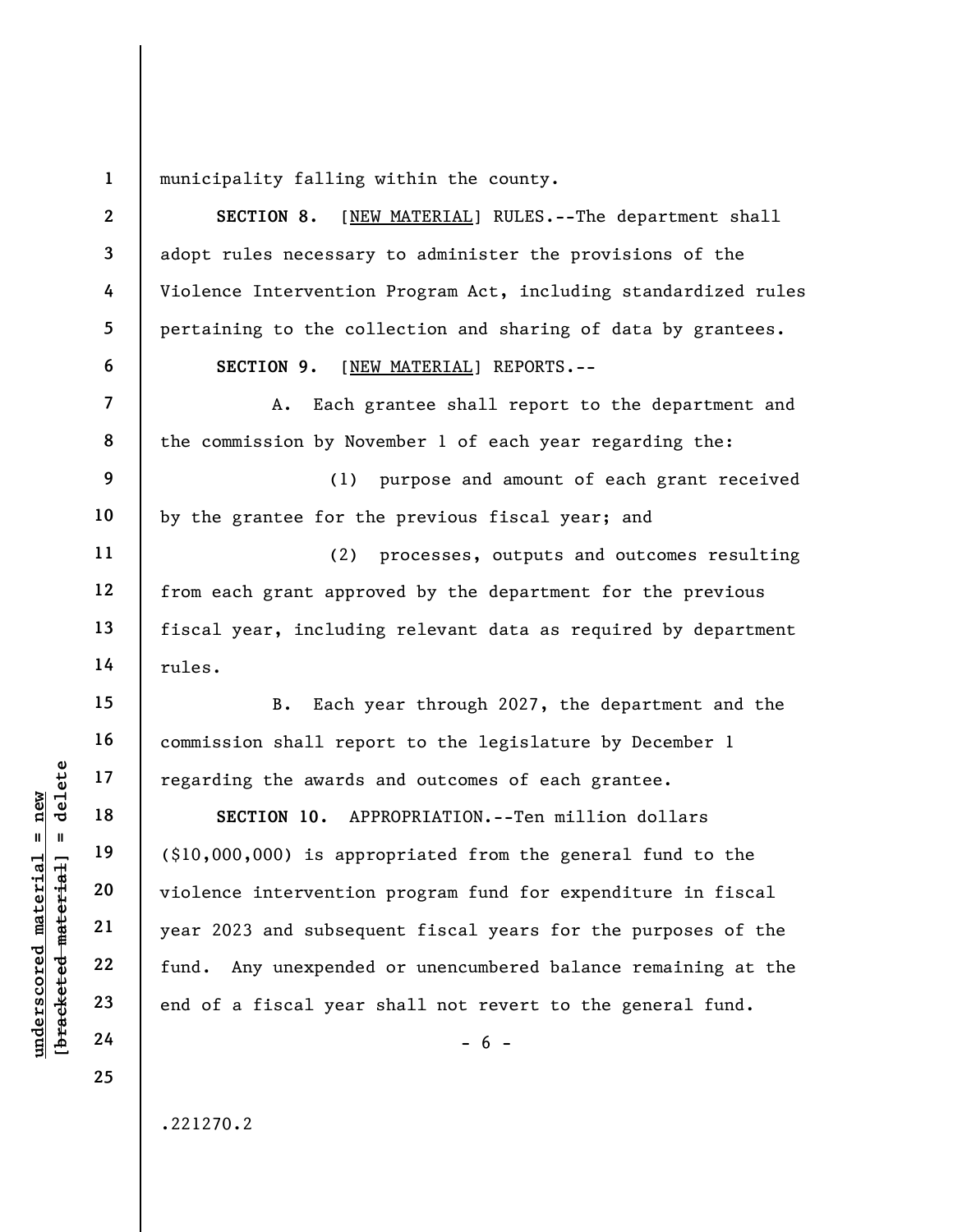municipality falling within the county.

**SECTION 8.** [NEW MATERIAL] RULES.--The department shall adopt rules necessary to administer the provisions of the Violence Intervention Program Act, including standardized rules pertaining to the collection and sharing of data by grantees.

**SECTION 9.** [NEW MATERIAL] REPORTS.--

A. Each grantee shall report to the department and the commission by November 1 of each year regarding the:

(1) purpose and amount of each grant received by the grantee for the previous fiscal year; and

(2) processes, outputs and outcomes resulting from each grant approved by the department for the previous fiscal year, including relevant data as required by department rules.

B. Each year through 2027, the department and the commission shall report to the legislature by December 1 regarding the awards and outcomes of each grantee.

**SECTION 10.** APPROPRIATION.--Ten million dollars ($10,000,000) is appropriated from the general fund to the violence intervention program fund for expenditure in fiscal year 2023 and subsequent fiscal years for the purposes of the fund. Any unexpended or unencumbered balance remaining at the end of a fiscal year shall not revert to the general fund.

.221270.2